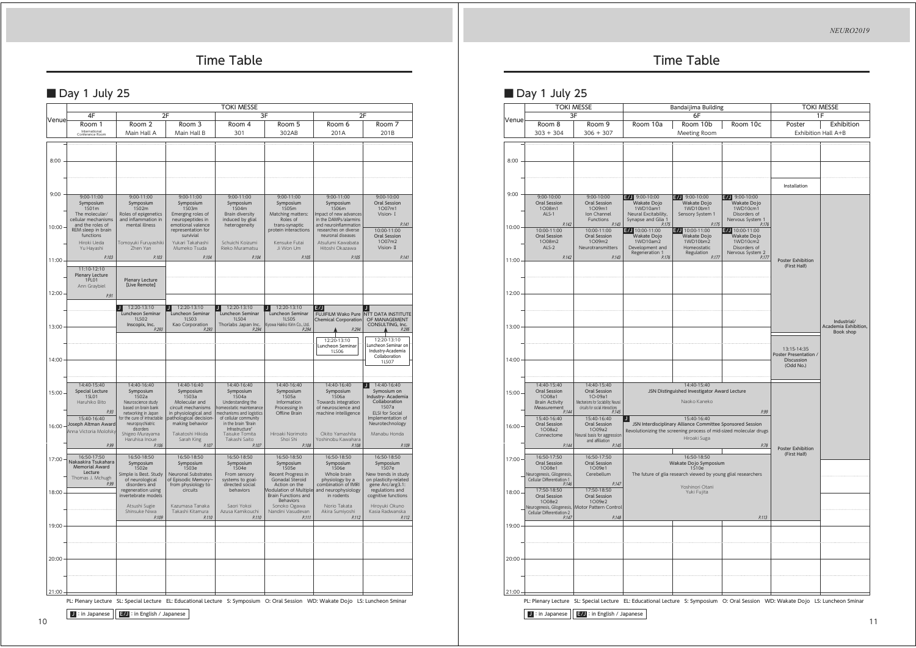# Time Table

## ■ Day 1 July 25

| Venue | TOKI MESSE 4F Room 1 (International Conference Room) | TOKI MESSE 2F Room 2 (Main Hall A) | TOKI MESSE 2F Room 3 (Main Hall B) | TOKI MESSE 3F Room 4 (301) | TOKI MESSE 3F Room 5 (302AB) | TOKI MESSE 2F Room 6 (201A) | TOKI MESSE 2F Room 7 (201B) |
|---|---|---|---|---|---|---|---|
| 9:00 | 9:00-11:00 Symposium 1S01m The molecular/cellular mechanisms and the roles of REM sleep in brain functions. Hiroki Ueda, Yu Hayashi P.103 | 9:00-11:00 Symposium 1S02m Roles of epigenetics and inflammation in mental illness. Tomoyuki Furuyashiki, Zhen Yan P.103 | 9:00-11:00 Symposium 1S03m Emerging roles of neuropeptides in emotional valence representation for survival. Yukari Takahashi, Mumeko Tsuda P.104 | 9:00-11:00 Symposium 1S04m Brain diversity induced by glial heterogeneity. Schuichi Koizumi, Rieko Muramatsu P.104 | 9:00-11:00 Symposium 1S05m Matching matters: Roles of trans-synaptic protein interactions. Kensuke Futai, Ji Won Um P.105 | 9:00-11:00 Symposium 1S06m Impact of new advances in the DAMPs/alarmins and neuroinflammation researches on diverse neuronal diseases. Atsufumi Kawabata, Hitoshi Okazawa P.105 | 9:00-10:00 Oral Session 1O07m1 Vision- I P.141; 10:00-11:00 Oral Session 1O07m2 Vision- II P.141 |
| 11:00 | 11:10-12:10 Plenary Lecture 1PL01 Ann Graybiel P.91 | Plenary Lecture [Live Remote] | | | | | |
| 12:00 | | [J] 12:20-13:10 Luncheon Seminar 1LS02 Inscopix, Inc. P.293 | [J] 12:20-13:10 Luncheon Seminar 1LS03 Kao Corporation P.293 | [J] 12:20-13:10 Luncheon Seminar 1LS04 Thorlabs Japan Inc. P.294 | [J] 12:20-13:10 Luncheon Seminar 1LS05 Kyowa Hakko Kirin Co., Ltd. P.294 | [E/J] FUJIFILM Wako Pure Chemical Corporation P.294; 12:20-13:10 Luncheon Seminar 1LS06 | [J] NTT DATA INSTITUTE OF MANAGEMENT CONSULTING, Inc. P.295; 12:20-13:10 Luncheon Seminar on Industry-Academia Collaboration 1LS07 |
| 14:00 | 14:40-15:40 Special Lecture 1SL01 Haruhiko Bito P.93; 15:40-16:40 Joseph Altman Award Anna Victoria Molofsky P.99 | 14:40-16:40 Symposium 1S02a Neuroscience study based on brain bank networking in Japan for the cure of intractable neuropsychiatric disorders. Shigeo Murayama, Haruhisa Inoue P.106 | 14:40-16:40 Symposium 1S03a Molecular and circuit mechanisms in physiological and pathological decision-making behavior. Takatoshi Hikida, Sarah King P.107 | 14:40-16:40 Symposium 1S04a Understanding the homeostatic maintenance mechanisms and logistics of cellular community in the brain "Brain Infrastructure". Taisuke Tomita, Takashi Saito P.107 | 14:40-16:40 Symposium 1S05a Information Processing in Offline Brain. Hiroaki Norimoto, Shoi Shi P.108 | 14:40-16:40 Symposium 1S06a Towards integration of neuroscience and machine intelligence. Okito Yamashita, Yoshinobu Kawahara P.108 | [J] 14:40-16:40 Symposium on Industry- Academia Collaboration 1S07a ELSI for Social Implementation of Neurotechnology. Manabu Honda P.109 |
| 16:50 | 16:50-17:50 Nakaakira Tsukahara Memorial Award Lecture Thomas J. Mchugh P.99 | 16:50-18:50 Symposium 1S02e Simple is Best. Study of neurological disorders and regeneration using invertebrate models. Atsushi Sugie, Shinsuke Niwa P.109 | 16:50-18:50 Symposium 1S03e Neuronal Substrates of Episodic Memory~ from physiology to circuits. Kazumasa Tanaka, Takashi Kitamura P.110 | 16:50-18:50 Symposium 1S04e From sensory systems to goal-directed social behaviors. Saori Yokoi, Azusa Kamikouchi P.110 | 16:50-18:50 Symposium 1S05e Recent Progress in Gonadal Steroid Action on the Modulation of Multiple Brain Functions and Behaviors. Sonoko Ogawa, Nandini Vasudevan P.111 | 16:50-18:50 Symposium 1S06e Whole brain physiology by a combination of fMRI and neurophysiology in rodents. Norio Takata, Akira Sumiyoshi P.112 | 16:50-18:50 Symposium 1S07e New trends in study on plasticity-related gene Arc/arg3.1: regulations and cognitive functions. Hiroyuki Okuno, Kasia Radwanska P.112 |

PL: Plenary Lecture SL: Special Lecture EL: Educational Lecture S: Symposium O: Oral Session WD: Wakate Dojo LS: Luncheon Sminar

[J] : in Japanese [E/J] : in English / Japanese

# Time Table

## ■ Day 1 July 25

| Venue | TOKI MESSE 3F Room 8 (303 + 304) | TOKI MESSE 3F Room 9 (306 + 307) | Bandaijima Building 6F Room 10a (Meeting Room) | Bandaijima Building 6F Room 10b (Meeting Room) | Bandaijima Building 6F Room 10c (Meeting Room) | TOKI MESSE 1F Poster (Exhibition Hall A+B) | TOKI MESSE 1F Exhibition (Exhibition Hall A+B) |
|---|---|---|---|---|---|---|---|
| 8:00 | | | | | | Installation | |
| 9:00 | 9:00-10:00 Oral Session 1O08m1 ALS-1 P.142; 10:00-11:00 Oral Session 1O08m2 ALS-2 P.142 | 9:00-10:00 Oral Session 1O09m1 Ion Channel Functions P.143; 10:00-11:00 Oral Session 1O09m2 Neurotransmitters P.143 | [E/J] 9:00-10:00 Wakate Dojo 1WD10am1 Neural Excitability, Synapse and Glia 1 P.175; [E/J] 10:00-11:00 Wakate Dojo 1WD10am2 Development and Regeneration 1 P.176 | [E/J] 9:00-10:00 Wakate Dojo 1WD10bm1 Sensory System 1 P.175; [E/J] 10:00-11:00 Wakate Dojo 1WD10bm2 Homeostatic Regulation P.177 | [E/J] 9:00-10:00 Wakate Dojo 1WD10cm1 Disorders of Nervous System 1 P.176; [E/J] 10:00-11:00 Wakate Dojo 1WD10cm2 Disorders of Nervous System 2 P.177 | Poster Exhibition (First Half) | Industrial/ Academia Exhibition, Book shop |
| 13:00 | | | | | | 13:15-14:35 Poster Presentation / Discussion (Odd No.) | |
| 14:40 | 14:40-15:40 Oral Session 1O08a1 Brain Activity Measurement P.144; 15:40-16:40 Oral Session 1O08a2 Connectome P.144 | 14:40-15:40 Oral Session 1O-09a1 Mechanisms for Sociability: Neural circuits for social interactions P.145; 15:40-16:40 Oral Session 1O09a2 Neural basis for aggression and affiliation P.145 | 14:40-15:40 JSN Distinguished Investigator Award Lecture. Naoko Kaneko P.99 | | | Poster Exhibition (First Half) | |
| 15:40 | | | [J] 15:40-16:40 JSN Interdisciplinary Alliance Committee Sponsored Session. Revolutionizing the screening process of mid-sized molecular drugs. Hiroaki Suga P.78 | | | | |
| 16:50 | 16:50-17:50 Oral Session 1O08e1 Neurogenesis, Gliogenesis, Cellular Differentiation-1 P.146; 17:50-18:50 Oral Session 1O08e2 Neurogenesis, Gliogenesis, Cellular Differentiation-2 P.147 | 16:50-17:50 Oral Session 1O09e1 Cerebellum P.147; 17:50-18:50 Oral Session 1O09e2 Motor Pattern Control P.148 | 16:50-18:50 Wakate Dojo Symposium 1S10e The future of glia research viewed by young glial researchers. Yoshinori Otani, Yuki Fujita P.113 | | | | |

PL: Plenary Lecture SL: Special Lecture EL: Educational Lecture S: Symposium O: Oral Session WD: Wakate Dojo LS: Luncheon Sminar

[J] : in Japanese [E/J] : in English / Japanese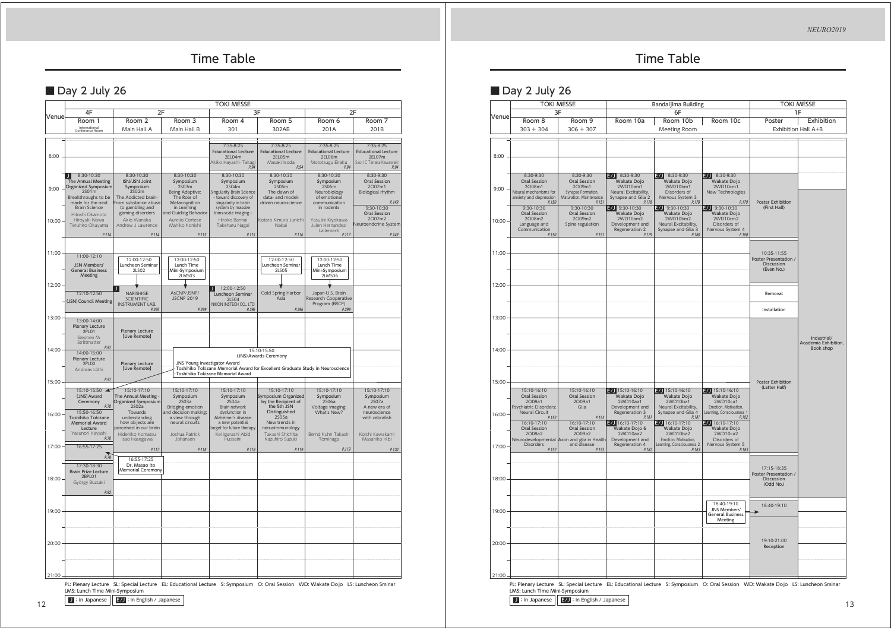# Time Table

## ■ Day 2 July 26

| Venue | TOKI MESSE 4F Room 1 (International Conference Room) | TOKI MESSE 2F Room 2 (Main Hall A) | TOKI MESSE 2F Room 3 (Main Hall B) | TOKI MESSE 3F Room 4 (301) | TOKI MESSE 3F Room 5 (302AB) | TOKI MESSE 2F Room 6 (201A) | TOKI MESSE 2F Room 7 (201B) |
|---|---|---|---|---|---|---|---|
| 7:35-8:25 | | | | 7:35-8:25 Educational Lecture 2EL04m Akiko Hayashi-Takagi P.94 | 7:35-8:25 Educational Lecture 2EL05m Masaki Isoda P.94 | 7:35-8:25 Educational Lecture 2EL06m Mototsugu Eiraku P.94 | 7:35-8:25 Educational Lecture 2EL07m Saori C Tanaka-Kawawaki P.94 |
| 8:30- | [J] 8:30-10:30 The Annual Meeting Organized Symposium 2S01m Breakthroughs to be made for the next Brain Science Hitoshi Okamoto Hiroyuki Nawa Teruhiro Okuyama P.114 | 8:30-10:30 ISN/JSN Joint Symposium 2S02m The Addicted brain- From substance abuse to gambling and gaming disorders Akio Wanaka Andrew J Lawrence P.114 | 8:30-10:30 Symposium 2S03m Being Adaptive: The Role of Metacognition in Learning and Guiding Behavior Aurelio Cortese Mahiko Konishi P.115 | 8:30-10:30 Symposium 2S04m Singularity Brain Science - toward discovery of singularity in brain system by massive trans-scale imaging - Hiroko Bannai Takeharu Nagai P.115 | 8:30-10:30 Symposium 2S05m The dawn of data- and model-driven neuroscience Kotaro Kimura Junichi Nakai P.116 | 8:30-10:30 Symposium 2S06m Neurobiology of emotional communication in rodents Yasushi Kiyokawa Julen Hernandez-Lallement P.117 | 8:30-9:30 Oral Session 2O07m1 Biological rhythm P.149 / 9:30-10:30 Oral Session 2O07m2 Neuroendcrine System P.149 |
| 11:00- | 11:00-12:10 JSN Members' General Business Meeting | 12:00-12:50 Luncheon Seminar 2LS02 | 12:00-12:50 Lunch Time Mini-Symposium 2LMS03 | | 12:00-12:50 Luncheon Seminar 2LS05 | 12:00-12:50 Lunch Time Mini-Symposium 2LMS06 | |
| 12:00- | 12:10-12:50 (JSN) Council Meeting | [J] NARISHIGE SCIENTIFIC INSTRUMENT LAB. P.295 | AsCNP/JSNP/JSCNP 2019 P.299 | [J] 12:00-12:50 Luncheon Seminar 2LS04 NIKON INSTECH CO., LTD P.296 | Cold Spring Harbor Asia P.296 | Japan-U.S. Brain Research Cooperative Program (BRCP) P.299 | |
| 13:00- | 13:00-14:00 Plenary Lecture 2PL01 Stephen M. Strittmatter P.91 | Plenary Lecture [Live Remote] | | | | | |
| 14:00- | 14:00-15:00 Plenary Lecture 2PL02 Andreas Lüthi P.91 | Plenary Lecture [Live Remote] | 15:10-15:50 (JNS) Awards Ceremony ·JNS Young Investigator Award ·Toshihiko Tokizane Memorial Award for Excellent Graduate Study in Neuroscience ·Toshihiko Tokizane Memorial Award | | | | |
| 15:10- | 15:10-15:50 (JNS) Award Ceremony P.70 / 15:50-16:50 Toshihiko Tokizane Memorial Award Lecture Yasunori Hayashi P.70 / 16:55-17:25 P.78 | 15:10-17:10 The Annual Meeting Organized Symposium 2S02a Towards understanding how objects are perceived in our brain Hidehiko Komatsu Isao Hasegawa P.117 | 15:10-17:10 Symposium 2S03a Bridging emotion and decision making: a view through neural circuits Joshua Patrick Johansen P.118 | 15:10-17:10 Symposium 2S04a Brain network dysfunction in Alzheimer's disease: a new potential target for future therapy Kei Igarashi Abid Hussaini P.118 | 15:10-17:10 Symposium Organized by the Recipient of the 5th JSN Distinguished 2S05a New trends in neruoimmunology Takashi Shichita Kazuhiro Suzuki P.119 | 15:10-17:10 Symposium 2S06a Voltage imaging: What's New? Bernd Kuhn Takashi Tominaga P.119 | 15:10-17:10 Symposium 2S07a A new era of neuroscience with zebrafish Koichi Kawakami Masahiko Hibi P.120 |
| 16:55- | | 16:55-17:25 Dr. Masao Ito Memorial Ceremony | | | | | |
| 17:30- | 17:30-18:30 Brain Prize Lecture 2BPL01 György Buzsáki P.92 | | | | | | |

| Venue | TOKI MESSE 3F Room 8 (303 + 304) | TOKI MESSE 3F Room 9 (306 + 307) | Bandaijima Building 6F Room 10a (Meeting Room) | Bandaijima Building 6F Room 10b (Meeting Room) | Bandaijima Building 6F Room 10c (Meeting Room) | TOKI MESSE 1F Poster (Exhibition Hall A+B) | TOKI MESSE 1F Exhibition (Exhibition Hall A+B) |
|---|---|---|---|---|---|---|---|
| 8:30- | 8:30-9:30 Oral Session 2O08m1 Neural mechanisms for anxiety and depression P.150 | 8:30-9:30 Oral Session 2O09m1 Synapse Formation, Maturation, Maintenance P.151 | [E/J] 8:30-9:30 Wakate Dojo 2WD10am1 Neural Excitability, Synapse and Glia 2 P.178 | [E/J] 8:30-9:30 Wakate Dojo 2WD10bm1 Disorders of Nervous System 3 P.178 | [E/J] 8:30-9:30 Wakate Dojo 2WD10cm1 New Technologies P.179 | Poster Exhibition (First Half) | |
| 9:30- | 9:30-10:30 Oral Session 2O08m2 Language and Communication P.150 | 9:30-10:30 Oral Session 2O09m2 Spine regulation P.151 | [E/J] 9:30-10:30 Wakate Dojo 2WD10am2 Development and Regeneration 2 P.179 | [E/J] 9:30-10:30 Wakate Dojo 2WD10bm2 Neural Excitability, Synapse and Glia 3 P.180 | [E/J] 9:30-10:30 Wakate Dojo 2WD10cm2 Disorders of Nervous System 4 P.180 | | |
| 10:35- | | | | | | 10:35-11:55 Poster Presentation / Discussion (Even No.) | |
| 12:00- | | | | | | Removal / Installation | |
| 13:00- | | | | | | Poster Exhibition (Latter Half) | Industrial/ Academia Exhibition, Book shop |
| 15:10- | 15:10-16:10 Oral Session 2O08a1 Psychiatric Disorders: Neural Circuit P.152 | 15:10-16:10 Oral Session 2O09a1 Glia P.153 | [E/J] 15:10-16:10 Wakate Dojo 2WD10aa1 Development and Regeneration 3 P.181 | [E/J] 15:10-16:10 Wakate Dojo 2WD10ba1 Neural Excitability, Synapse and Glia 4 P.181 | [E/J] 15:10-16:10 Wakate Dojo 2WD10ca1 Emotion, Motivation, Learning, Consciousness 1 P.182 | | |
| 16:10- | 16:10-17:10 Oral Session 2O08a2 Neurodevelopmental Disorders P.152 | 16:10-17:10 Oral Session 2O09a2 Axon and glia in Health and disease P.153 | [E/J] 16:10-17:10 Wakate Dojo 6 2WD10aa2 Development and Regeneration 4 P.182 | [E/J] 16:10-17:10 Wakate Dojo 2WD10ba2 Emotion, Motivation, Learning, Consciousness 2 P.183 | [E/J] 16:10-17:10 Wakate Dojo 2WD10ca2 Disorders of Nervous System 5 P.183 | | |
| 17:15- | | | | | | 17:15-18:35 Poster Presentation / Discussion (Odd No.) | |
| 18:40- | | | | | 18:40-19:10 JNS Members' General Business Meeting | 18:40-19:10 | |
| 19:10- | | | | | | 19:10-21:00 Reception | |

PL: Plenary Lecture SL: Special Lecture EL: Educational Lecture S: Symposium O: Oral Session WD: Wakate Dojo LS: Luncheon Sminar LMS: Lunch Time Mini-Symposium

J : in Japanese E/J : in English / Japanese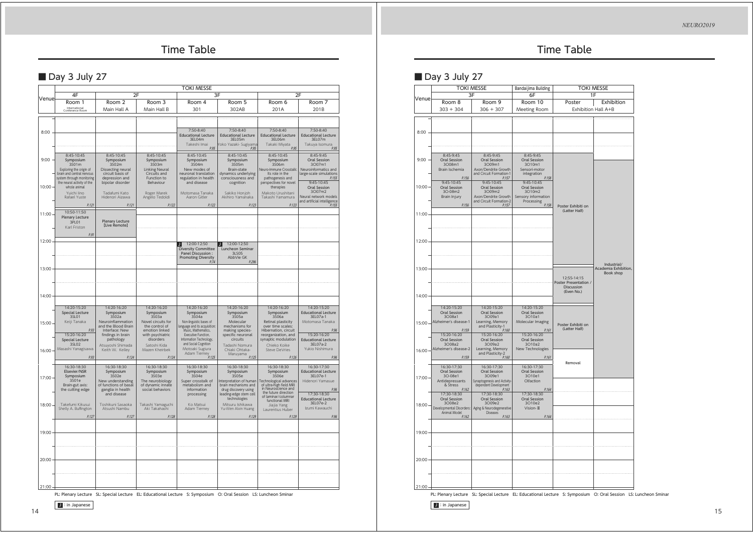# Time Table

## ■ Day 3 July 27

| Venue | TOKI MESSE 4F | TOKI MESSE 2F | | TOKI MESSE 3F | | TOKI MESSE 2F | |
|---|---|---|---|---|---|---|---|
| | Room 1<br>International Conference Room | Room 2<br>Main Hall A | Room 3<br>Main Hall B | Room 4<br>301 | Room 5<br>302AB | Room 6<br>201A | Room 7<br>201B |
| 7:50- | | | | 7:50-8:40<br>Educational Lecture<br>3EL04m<br>Takeshi Imai<br>P.95 | 7:50-8:40<br>Educational Lecture<br>3EL05m<br>Yoko Yazaki- Sugiyama<br>P.95 | 7:50-8:40<br>Educational Lecture<br>3EL06m<br>Takaki Miyata<br>P.95 | 7:50-8:40<br>Educational Lecture<br>3EL07m<br>Takuya Isomura<br>P.95 |
| 8:45- | 8:45-10:45<br>Symposium<br>3S01m<br>Exploring the origin of brain and central nervous system through monitoring the neural activity of the whole animal<br>Yuichi Iino<br>Rafael Yuste<br>P.121 | 8:45-10:45<br>Symposium<br>3S02m<br>Dissecting neural circuit basis of depression and bipolar disorder<br>Tadafumi Kato<br>Hidenori Aizawa<br>P.121 | 8:45-10:45<br>Symposium<br>3S03m<br>Linking Neural Circuits and Function to Behaviour<br>Roger Marek<br>Angelo Tedoldi<br>P.122 | 8:45-10:45<br>Symposium<br>3S04m<br>New modes of neuronal translation regulation in health and disease<br>Motomasa Tanaka<br>Aaron Gitler<br>P.122 | 8:45-10:45<br>Symposium<br>3S05m<br>Brain-state dynamics underlying consciousness and cognition<br>Sakiko Honjoh<br>Akihiro Yamanaka<br>P.123 | 8:45-10:45<br>Symposium<br>3S06m<br>Neuro-Immune Crosstalk: Its role in the pathogenesis and perspectives for novel therapies<br>Makoto Urushitani<br>Takashi Yamamura<br>P.123 | 8:45-9:45<br>Oral Session<br>3O07m1<br>Neuroinformatics and large-scale simulations<br>P.155<br><br>9:45-10:45<br>Oral Session<br>3O07m2<br>Neural network models and artificial intelligence<br>P.155 |
| 10:50- | 10:50-11:50<br>Plenary Lecture<br>3PL01<br>Karl Friston<br>P.91 | Plenary Lecture [Live Remote] | | | | | |
| 12:00- | | | | J 12:00-12:50<br>Diversity Committee Panel Discussion : Promoting Diversity<br>P.74 | J 12:00-12:50<br>Luncheon Seminar<br>3LS05<br>AbbVie GK<br>P.296 | | |
| 14:20- | 14:20-15:20<br>Special Lecture<br>3SL01<br>Keiji Tanaka<br>P.93<br><br>15:20-16:20<br>Special Lecture<br>3SL02<br>Masashi Yanagisawa<br>P.93 | 14:20-16:20<br>Symposium<br>3S02a<br>Neuroinflammation and the Blood Brain Interface: New findings in brain pathology<br>Atsuyoshi Shimada<br>Keith W. Kelley<br>P.124 | 14:20-16:20<br>Symposium<br>3S03a<br>Novel circuits for the control of emotion linked with psychiatric disorders<br>Satoshi Kida<br>Mazen Kheirbek<br>P.124 | 14:20-16:20<br>Symposium<br>3S04a<br>Non-linguistic bases of language and its acquisition: Music, Mathematics, Executive Function, Information Technology, and Social Cognition<br>Motoaki Sugiura<br>Adam Tierney<br>P.125 | 14:20-16:20<br>Symposium<br>3S05a<br>Molecular mechanisms for making species-specific neuronal circuits<br>Tadashi Nomura<br>Chiaki Ohtaka-Maruyama<br>P.125 | 14:20-16:20<br>Symposium<br>3S06a<br>Retinal plasticity over time scales: Hibernation, circuit reorganization, and synaptic modulation<br>Chieko Koike<br>Steve DeVries<br>P.126 | 14:20-15:20<br>Educational Lecture<br>3EL07a-1<br>Motomasa Tanaka<br>P.96<br><br>15:20-16:20<br>Educational Lecture<br>3EL07a-2<br>Yukio Nishimura<br>P.96 |
| 16:30- | 16:30-18:30<br>Elsevier/NSR Symposium<br>3S01e<br>Brain-gut axis: the cutting edge<br>Takefumi Kikusui<br>Shelly A. Buffington<br>P.127 | 16:30-18:30<br>Symposium<br>3S02e<br>New understanding of functions of basal ganglia in health and disease<br>Toshikuni Sasaoka<br>Atsushi Nambu<br>P.127 | 16:30-18:30<br>Symposium<br>3S03e<br>The neurobiology of dynamic innate social behaviors<br>Takashi Yamaguchi<br>Aki Takahashi<br>P.128 | 16:30-18:30<br>Symposium<br>3S04e<br>Super crosstalk of metabolism and information processing<br>Ko Matsui<br>Adam Tierney<br>P.128 | 16:30-18:30<br>Symposium<br>3S05e<br>Interpretation of human brain mechanisms and drug discovery using leading-edge stem cell technologies<br>Mitsuru Ishikawa<br>Yu-Wen Alvin Huang<br>P.129 | 16:30-18:30<br>Symposium<br>3S06e<br>Technological advances of ultra-high field MRI in Neuroscience and the future direction of laminar/columnar functional MRI<br>Jiajia Yang<br>Laurentius Huber<br>P.129 | 16:30-17:30<br>Educational Lecture<br>3EL07e-1<br>Hidenori Yamasue<br>P.96<br><br>17:30-18:30<br>Educational Lecture<br>3EL07e-2<br>Izumi Kawauchi<br>P.96 |

| Venue | TOKI MESSE 3F | | Bandaijima Building 6F | TOKI MESSE 1F | |
|---|---|---|---|---|---|
| | Room 8<br>303 + 304 | Room 9<br>306 + 307 | Room 10<br>Meeting Room | Poster | Exhibition |
| | | | | Exhibition Hall A+B | |
| 8:45- | 8:45-9:45<br>Oral Session<br>3O08m1<br>Brain Ischemia<br>P.156<br><br>9:45-10:45<br>Oral Session<br>3O-08m2<br>Brain Injury<br>P.156 | 8:45-9:45<br>Oral Session<br>3O09m1<br>Axon/Dendrite Growth and Circuit Formation-1<br>P.157<br><br>9:45-10:45<br>Oral Session<br>3O09m2<br>Axon/Dendrite Growth and Circuit Formation-2<br>P.157 | 8:45-9:45<br>Oral Session<br>3O10m1<br>Sensori-motor integration<br>P.158<br><br>9:45-10:45<br>Oral Session<br>3O10m2<br>Sensory information Processing<br>P.158 | Poster Exhibiti on (Latter Half) | Industrial/ Academia Exhibition, Book shop |
| 12:55- | | | | 12:55-14:15<br>Poster Presentation / Discussion (Even No.) | |
| 14:20- | 14:20-15:20<br>Oral Session<br>3O08a1<br>Alzheimer's disease-1<br>P.159<br><br>15:20-16:20<br>Oral Session<br>3O08a2<br>Alzheimer's disease-2<br>P.159 | 14:20-15:20<br>Oral Session<br>3O09a1<br>Learning, Memory and Plasticity-1<br>P.160<br><br>15:20-16:20<br>Oral Session<br>3O09a2<br>Learning, Memory and Plasticity-2<br>P.160 | 14:20-15:20<br>Oral Session<br>3O10a1<br>Molecular Imaging<br>P.161<br><br>15:20-16:20<br>Oral Session<br>3O10a2<br>New Technologies<br>P.161 | Poster Exhibiti on (Latter Half) | |
| 16:30- | 16:30-17:30<br>Oral Session<br>3O-08e1<br>Antidepressants & Stress<br>P.162<br><br>17:30-18:30<br>Oral Session<br>3O08e2<br>Developmental Disorders: Animal Model<br>P.162 | 16:30-17:30<br>Oral Session<br>3O09e1<br>Synaptogenesis and Activity-dependent Development<br>P.163<br><br>17:30-18:30<br>Oral Session<br>3O09e2<br>Aging & Neurodegenerative Diseases<br>P.163 | 16:30-17:30<br>Oral Session<br>3O10e1<br>Olfaction<br>P.164<br><br>17:30-18:30<br>Oral Session<br>3O10e2<br>Vision-Ⅲ<br>P.164 | Removal | |

PL: Plenary Lecture SL: Special Lecture EL: Educational Lecture S: Symposium O: Oral Session LS: Luncheon Sminar

J : in Japanese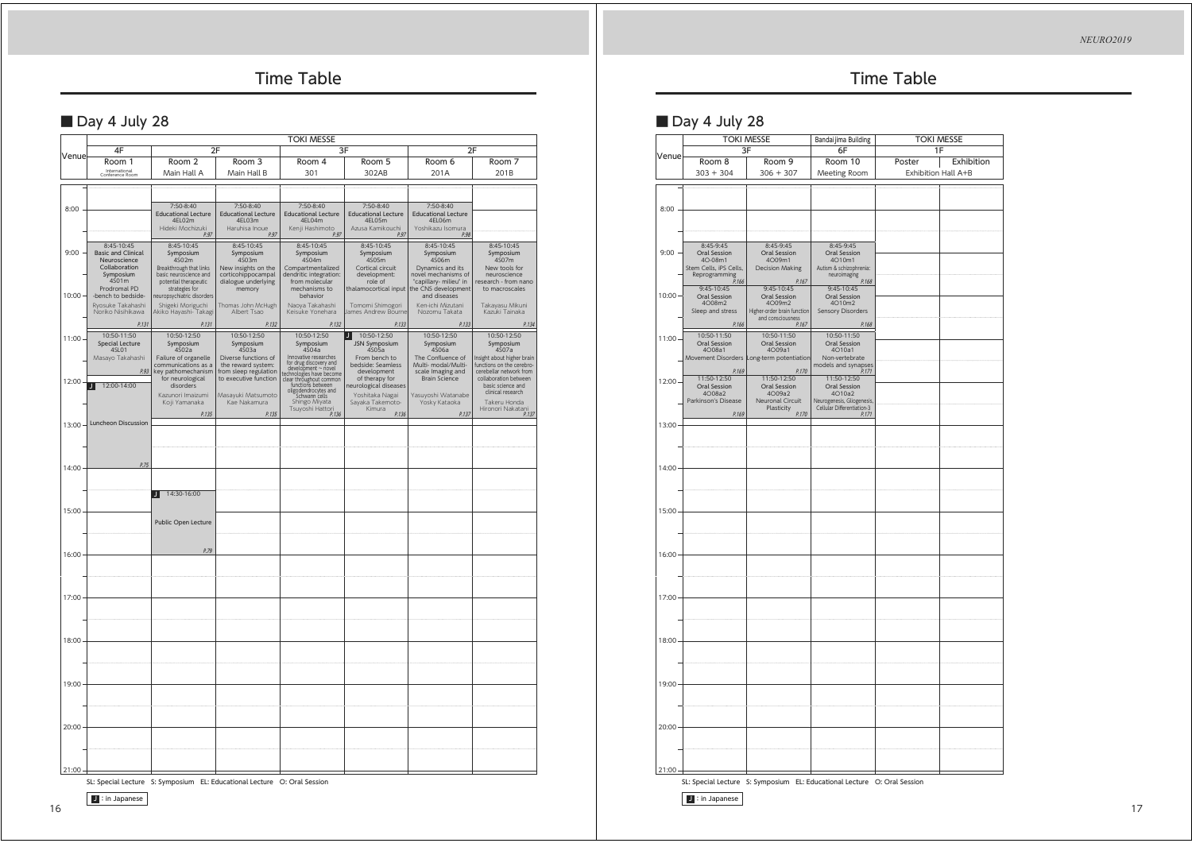# Time Table

## ■ Day 4 July 28

| Venue | TOKI MESSE 4F Room 1 International Conference Room | TOKI MESSE 2F Room 2 Main Hall A | TOKI MESSE 2F Room 3 Main Hall B | TOKI MESSE 3F Room 4 301 | TOKI MESSE 3F Room 5 302AB | TOKI MESSE 2F Room 6 201A | TOKI MESSE 2F Room 7 201B |
|---|---|---|---|---|---|---|---|
| 7:50-8:40 | | Educational Lecture 4EL02m Hideki Mochizuki P.97 | Educational Lecture 4EL03m Haruhisa Inoue P.97 | Educational Lecture 4EL04m Kenji Hashimoto P.97 | Educational Lecture 4EL05m Azusa Kamikouchi P.97 | Educational Lecture 4EL06m Yoshikazu Isomura P.98 | |
| 8:45-10:45 | Basic and Clinical Neuroscience Collaboration Symposium 4S01m Prodromal PD -bench to bedside- Ryosuke Takahashi Noriko Nishikawa P.131 | Symposium 4S02m Breakthrough that links basic neuroscience and potential therapeutic strategies for neuropsychiatric disorders Shigeki Moriguchi Akiko Hayashi- Takagi P.131 | Symposium 4S03m New insights on the corticohippocampal dialogue underlying memory Thomas John McHugh Albert Tsao P.132 | Symposium 4S04m Compartmentalized dendritic integration: from molecular mechanisms to behavior Naoya Takahashi Keisuke Yonehara P.132 | Symposium 4S05m Cortical circuit development: role of thalamocortical input Tomomi Shimogori James Andrew Bourne P.133 | Symposium 4S06m Dynamics and its novel mechanisms of "capillary- milieu" in the CNS development and diseases Ken-ichi Mizutani Nozomu Takata P.133 | Symposium 4S07m New tools for neuroscience research - from nano to macroscales Takayasu Mikuni Kazuki Tainaka P.134 |
| 10:50-11:50 / 10:50-12:50 | 10:50-11:50 Special Lecture 4SL01 Masayo Takahashi P.93 | 10:50-12:50 Symposium 4S02a Failure of organelle communications as a key pathomechanism for neurological disorders Kazunori Imaizumi Koji Yamanaka P.135 | 10:50-12:50 Symposium 4S03a Diverse functions of the reward system: from sleep regulation to executive function Masayuki Matsumoto Kae Nakamura P.135 | 10:50-12:50 Symposium 4S04a Innovative researches for drug discovery and development ~ novel technologies have become clear throughout common functions between oligodendrocytes and Schwann cells Shingo Miyata Tsuyoshi Hattori P.136 | J 10:50-12:50 JSN Symposium 4S05a From bench to bedside: Seamless development of therapy for neurological diseases Yoshitaka Nagai Sayaka Takemoto-Kimura P.136 | 10:50-12:50 Symposium 4S06a The Confluence of Multi- modal/Multi-scale Imaging and Brain Science Yasuyoshi Watanabe Yosky Kataoka P.137 | 10:50-12:50 Symposium 4S07a Insight about higher brain functions on the cerebro-cerebellar network from collaboration between basic science and clinical research Takeru Honda Hironori Nakatani P.137 |
| 12:00-14:00 | J 12:00-14:00 Luncheon Discussion P.75 | | | | | | |
| 14:30-16:00 | | J 14:30-16:00 Public Open Lecture P.79 | | | | | |

SL: Special Lecture S: Symposium EL: Educational Lecture O: Oral Session

J : in Japanese

# Time Table

## ■ Day 4 July 28

| Venue | TOKI MESSE 3F Room 8 303 + 304 | TOKI MESSE 3F Room 9 306 + 307 | Bandaijima Building 6F Room 10 Meeting Room | TOKI MESSE 1F Poster | TOKI MESSE 1F Exhibition |
|---|---|---|---|---|---|
| | | | | Exhibition Hall A+B | |
| 8:45-9:45 | Oral Session 4O08m1 Stem Cells, iPS Cells, Reprogramming P.166 | Oral Session 4O09m1 Decision Making P.167 | Oral Session 4O10m1 Autism & schizophrenia: neuroimaging P.168 | | |
| 9:45-10:45 | Oral Session 4O08m2 Sleep and stress P.166 | Oral Session 4O09m2 Higher-order brain function and consciousness P.167 | Oral Session 4O10m2 Sensory Disorders P.168 | | |
| 10:50-11:50 | Oral Session 4O08a1 Movement Disorders P.169 | Oral Session 4O09a1 Long-term potentiation P.170 | Oral Session 4O10a1 Non-vertebrate models and synapses P.171 | | |
| 11:50-12:50 | Oral Session 4O08a2 Parkinson's Disease P.169 | Oral Session 4O09a2 Neuronal Circuit Plasticity P.170 | Oral Session 4O10a2 Neurogenesis, Gliogenesis, Cellular Differentiation-3 P.171 | | |

SL: Special Lecture S: Symposium EL: Educational Lecture O: Oral Session

J : in Japanese